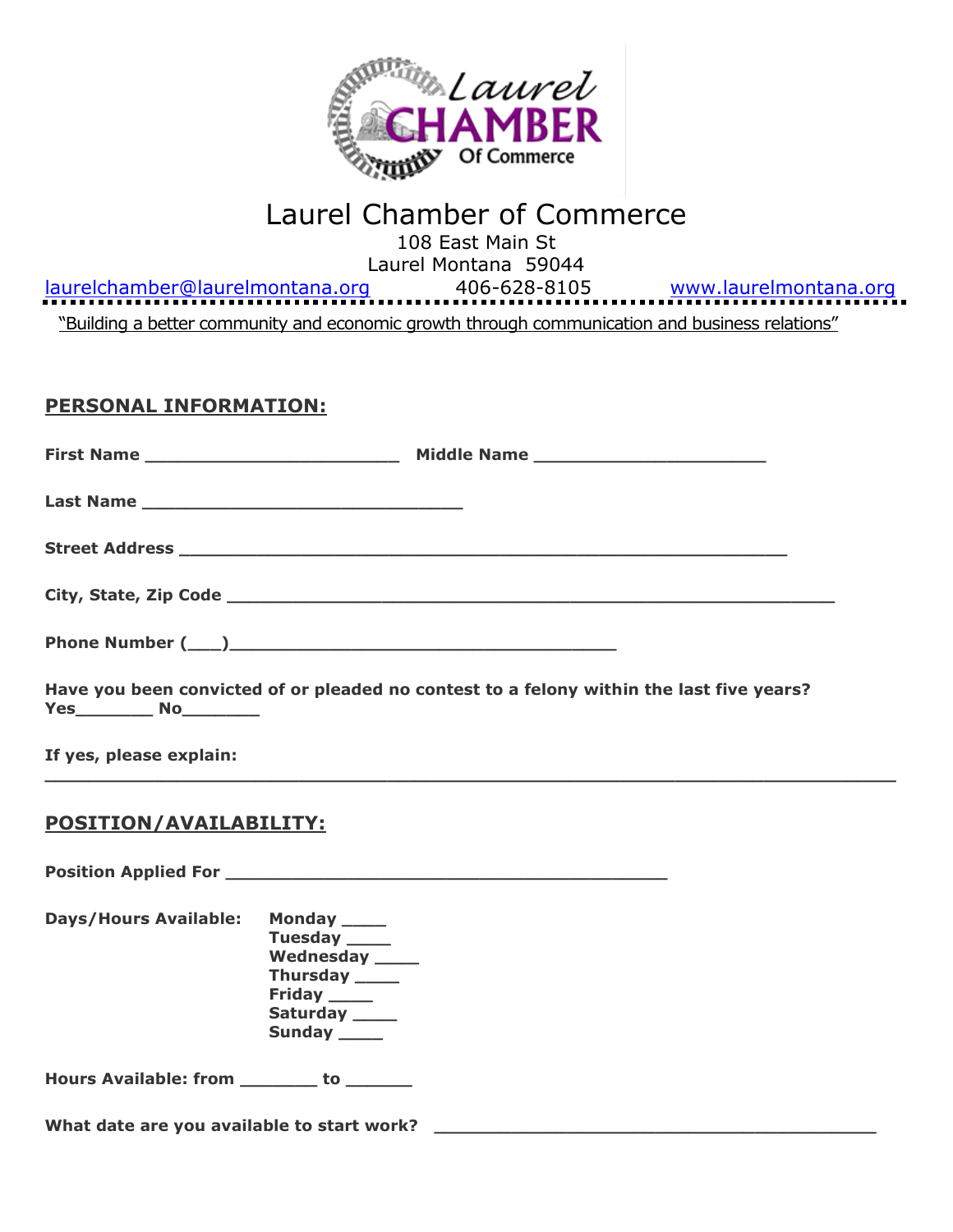# Laurel Chamber of Commerce

108 East Main St
Laurel Montana 59044

laurelchamber@laurelmontana.org 406-628-8105 www.laurelmontana.org

"Building a better community and economic growth through communication and business relations"

## PERSONAL INFORMATION:

**First Name** _________________________ **Middle Name** _______________________

**Last Name** ________________________________

**Street Address** ____________________________________________________________

**City, State, Zip Code** ____________________________________________________________

**Phone Number (___)**______________________________________

**Have you been convicted of or pleaded no contest to a felony within the last five years?**
**Yes**_______ **No**_______

**If yes, please explain:**
___________________________________________________________________________________

## POSITION/AVAILABILITY:

**Position Applied For** ____________________________________________

**Days/Hours Available:**
- **Monday** ____
- **Tuesday** ____
- **Wednesday** ____
- **Thursday** ____
- **Friday** ____
- **Saturday** ____
- **Sunday** ____

**Hours Available: from** _______ **to** ______

**What date are you available to start work?** ____________________________________________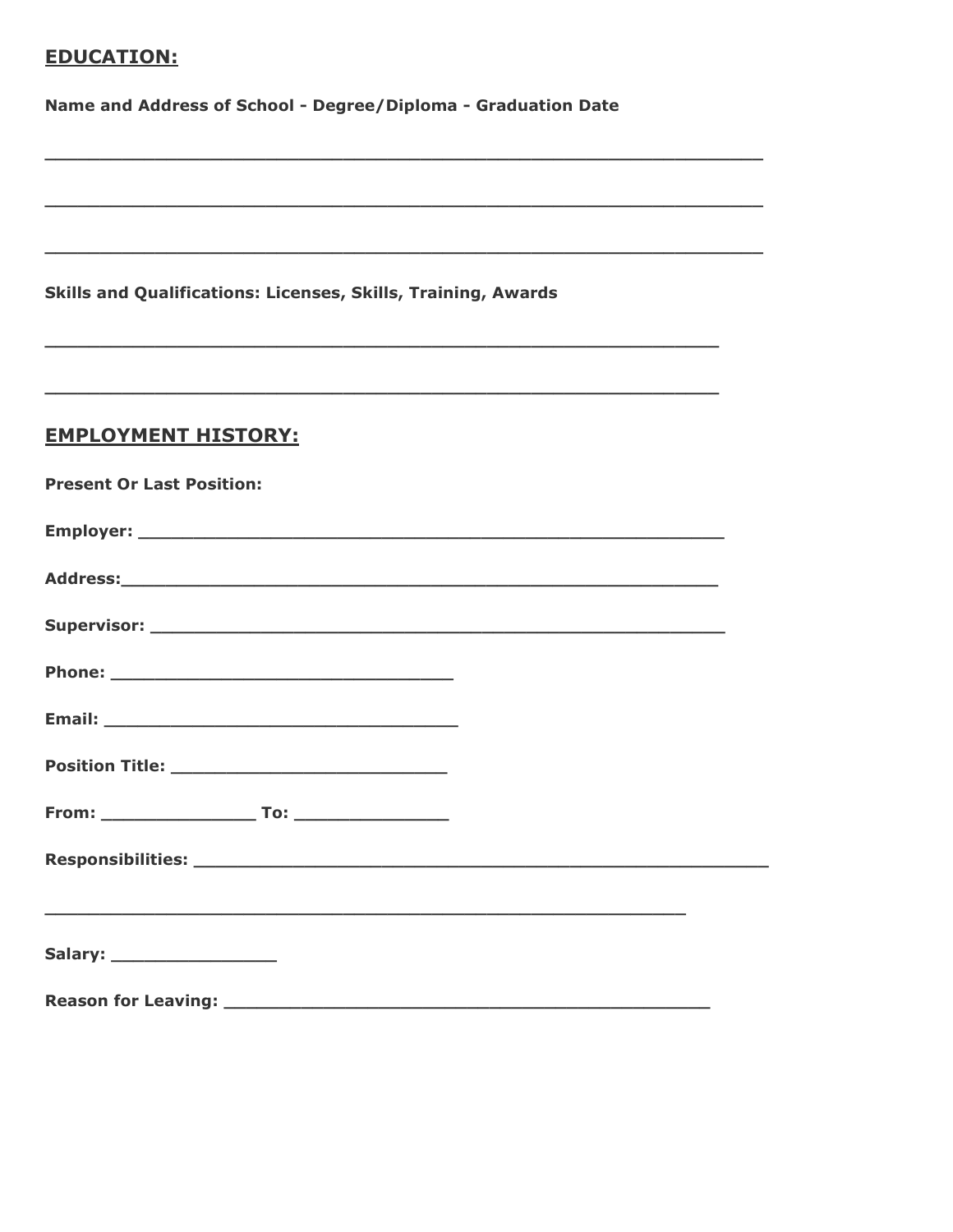## EDUCATION:

**Name and Address of School - Degree/Diploma - Graduation Date**

_______________________________________________________________

_______________________________________________________________

_______________________________________________________________

**Skills and Qualifications: Licenses, Skills, Training, Awards**

___________________________________________________________

___________________________________________________________

## EMPLOYMENT HISTORY:

**Present Or Last Position:**

**Employer:** ___________________________________________________

**Address:**___________________________________________________

**Supervisor:** _________________________________________________

**Phone:** ______________________________

**Email:** _______________________________

**Position Title:** ________________________

**From:** _____________ **To:** _____________

**Responsibilities:** _____________________________________________

________________________________________________________

**Salary:** ______________

**Reason for Leaving:** _________________________________________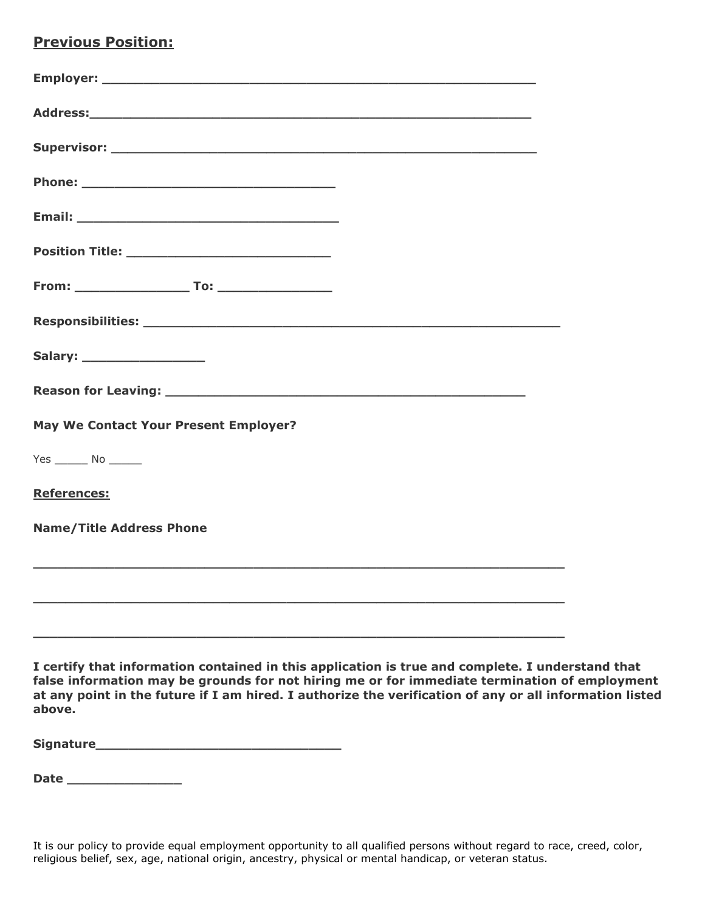## Previous Position:

**Employer:** ________________________________________________________

**Address:**________________________________________________________

**Supervisor:** ____________________________________________________

**Phone:** ________________________________

**Email:** _________________________________

**Position Title:** __________________________

**From:** ______________ **To:** ______________

**Responsibilities:** _________________________________________________

**Salary:** _______________

**Reason for Leaving:** _____________________________________________

**May We Contact Your Present Employer?**

Yes _____ No _____

**References:**

**Name/Title Address Phone**

___________________________________________________________________

___________________________________________________________________

___________________________________________________________________

**I certify that information contained in this application is true and complete. I understand that false information may be grounds for not hiring me or for immediate termination of employment at any point in the future if I am hired. I authorize the verification of any or all information listed above.**

**Signature**_______________________________

**Date** ______________

It is our policy to provide equal employment opportunity to all qualified persons without regard to race, creed, color, religious belief, sex, age, national origin, ancestry, physical or mental handicap, or veteran status.